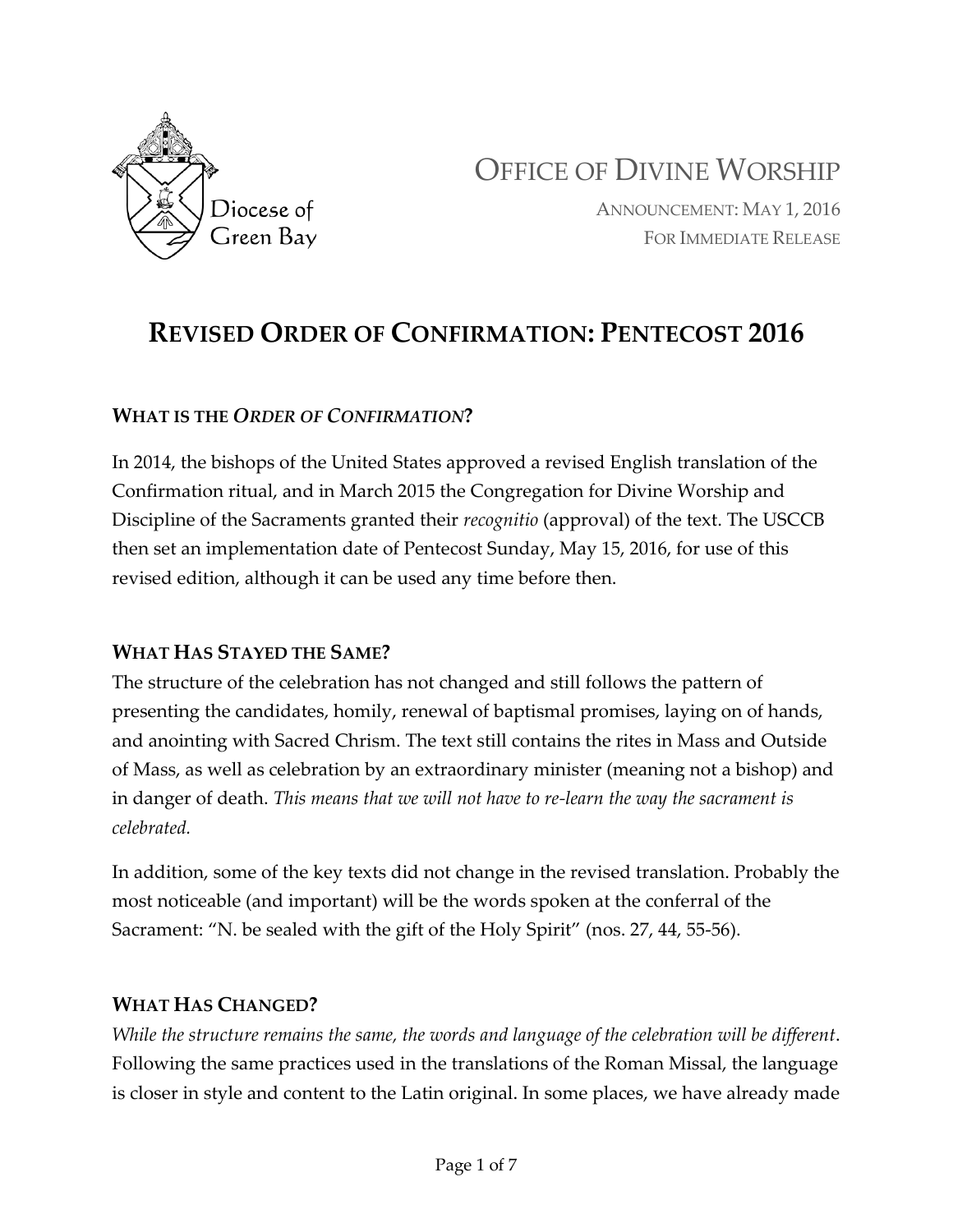Diocese of Green Bay

# OFFICE OF DIVINE WORSHIP

ANNOUNCEMENT: MAY 1, 2016
FOR IMMEDIATE RELEASE

## REVISED ORDER OF CONFIRMATION: PENTECOST 2016

### WHAT IS THE *ORDER OF CONFIRMATION*?

In 2014, the bishops of the United States approved a revised English translation of the Confirmation ritual, and in March 2015 the Congregation for Divine Worship and Discipline of the Sacraments granted their *recognitio* (approval) of the text. The USCCB then set an implementation date of Pentecost Sunday, May 15, 2016, for use of this revised edition, although it can be used any time before then.

### WHAT HAS STAYED THE SAME?

The structure of the celebration has not changed and still follows the pattern of presenting the candidates, homily, renewal of baptismal promises, laying on of hands, and anointing with Sacred Chrism. The text still contains the rites in Mass and Outside of Mass, as well as celebration by an extraordinary minister (meaning not a bishop) and in danger of death. *This means that we will not have to re-learn the way the sacrament is celebrated.*

In addition, some of the key texts did not change in the revised translation. Probably the most noticeable (and important) will be the words spoken at the conferral of the Sacrament: "N. be sealed with the gift of the Holy Spirit" (nos. 27, 44, 55-56).

### WHAT HAS CHANGED?

*While the structure remains the same, the words and language of the celebration will be different*. Following the same practices used in the translations of the Roman Missal, the language is closer in style and content to the Latin original. In some places, we have already made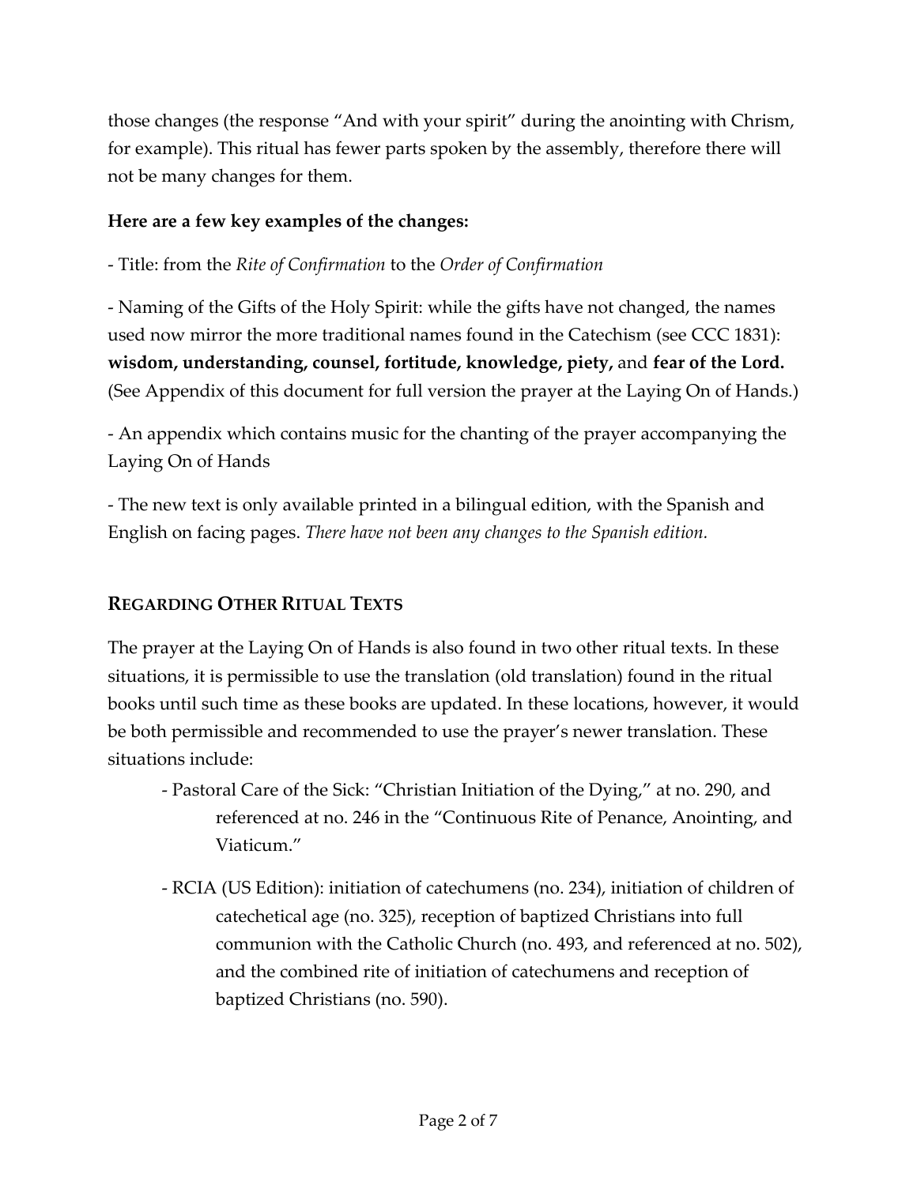those changes (the response "And with your spirit" during the anointing with Chrism, for example). This ritual has fewer parts spoken by the assembly, therefore there will not be many changes for them.

**Here are a few key examples of the changes:**

- Title: from the *Rite of Confirmation* to the *Order of Confirmation*

- Naming of the Gifts of the Holy Spirit: while the gifts have not changed, the names used now mirror the more traditional names found in the Catechism (see CCC 1831): **wisdom, understanding, counsel, fortitude, knowledge, piety,** and **fear of the Lord.** (See Appendix of this document for full version the prayer at the Laying On of Hands.)

- An appendix which contains music for the chanting of the prayer accompanying the Laying On of Hands

- The new text is only available printed in a bilingual edition, with the Spanish and English on facing pages. *There have not been any changes to the Spanish edition.*

## REGARDING OTHER RITUAL TEXTS

The prayer at the Laying On of Hands is also found in two other ritual texts. In these situations, it is permissible to use the translation (old translation) found in the ritual books until such time as these books are updated. In these locations, however, it would be both permissible and recommended to use the prayer's newer translation. These situations include:

- Pastoral Care of the Sick: "Christian Initiation of the Dying," at no. 290, and referenced at no. 246 in the "Continuous Rite of Penance, Anointing, and Viaticum."
- RCIA (US Edition): initiation of catechumens (no. 234), initiation of children of catechetical age (no. 325), reception of baptized Christians into full communion with the Catholic Church (no. 493, and referenced at no. 502), and the combined rite of initiation of catechumens and reception of baptized Christians (no. 590).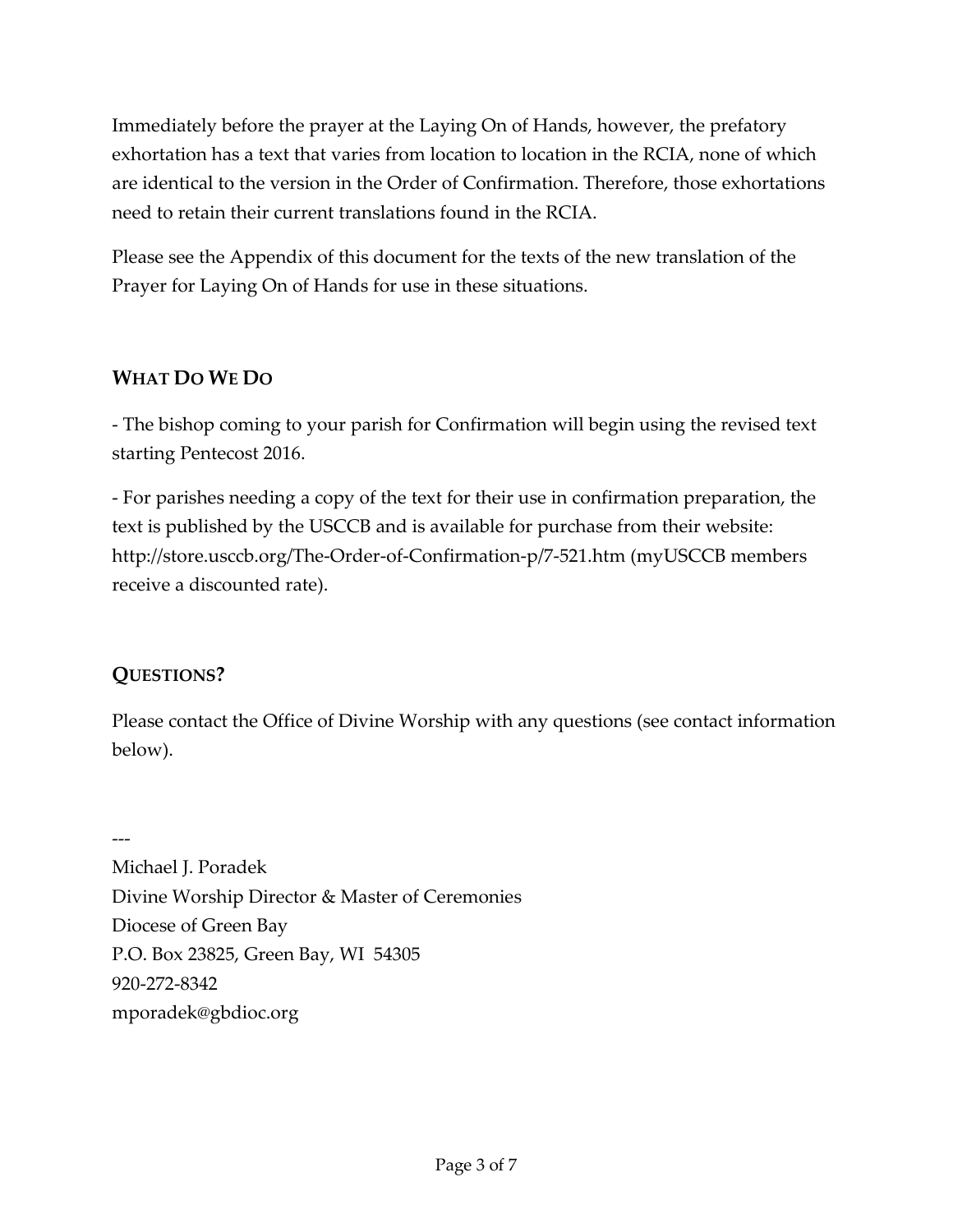Immediately before the prayer at the Laying On of Hands, however, the prefatory exhortation has a text that varies from location to location in the RCIA, none of which are identical to the version in the Order of Confirmation. Therefore, those exhortations need to retain their current translations found in the RCIA.

Please see the Appendix of this document for the texts of the new translation of the Prayer for Laying On of Hands for use in these situations.

## WHAT DO WE DO

- The bishop coming to your parish for Confirmation will begin using the revised text starting Pentecost 2016.

- For parishes needing a copy of the text for their use in confirmation preparation, the text is published by the USCCB and is available for purchase from their website: http://store.usccb.org/The-Order-of-Confirmation-p/7-521.htm (myUSCCB members receive a discounted rate).

## QUESTIONS?

Please contact the Office of Divine Worship with any questions (see contact information below).

---

Michael J. Poradek  
Divine Worship Director & Master of Ceremonies  
Diocese of Green Bay  
P.O. Box 23825, Green Bay, WI 54305  
920-272-8342  
mporadek@gbdioc.org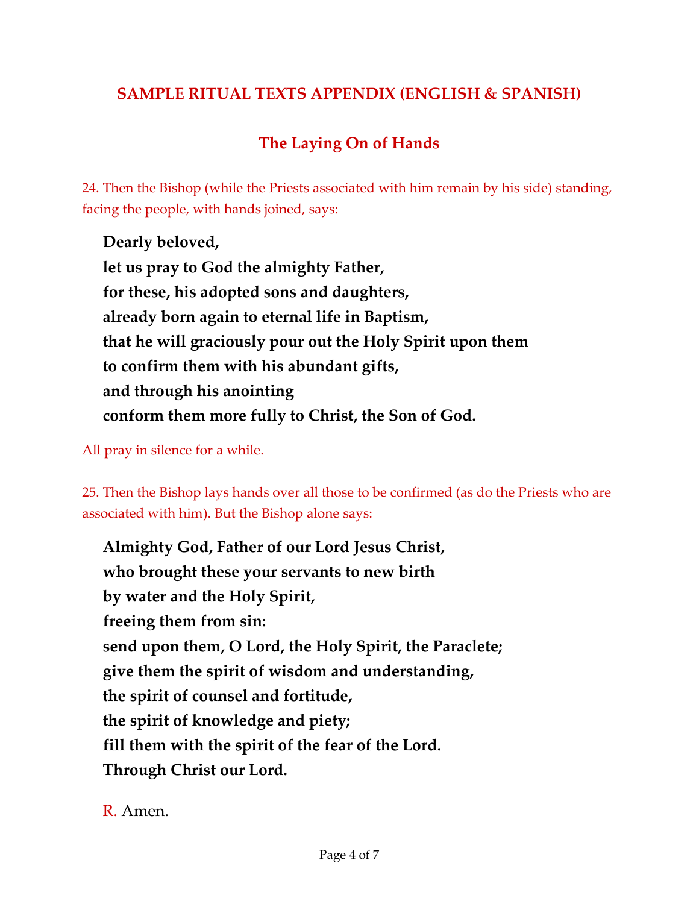## SAMPLE RITUAL TEXTS APPENDIX (ENGLISH & SPANISH)

### The Laying On of Hands

24. Then the Bishop (while the Priests associated with him remain by his side) standing, facing the people, with hands joined, says:

**Dearly beloved,**
**let us pray to God the almighty Father,**
**for these, his adopted sons and daughters,**
**already born again to eternal life in Baptism,**
**that he will graciously pour out the Holy Spirit upon them**
**to confirm them with his abundant gifts,**
**and through his anointing**
**conform them more fully to Christ, the Son of God.**

All pray in silence for a while.

25. Then the Bishop lays hands over all those to be confirmed (as do the Priests who are associated with him). But the Bishop alone says:

**Almighty God, Father of our Lord Jesus Christ,**
**who brought these your servants to new birth**
**by water and the Holy Spirit,**
**freeing them from sin:**
**send upon them, O Lord, the Holy Spirit, the Paraclete;**
**give them the spirit of wisdom and understanding,**
**the spirit of counsel and fortitude,**
**the spirit of knowledge and piety;**
**fill them with the spirit of the fear of the Lord.**
**Through Christ our Lord.**

R. Amen.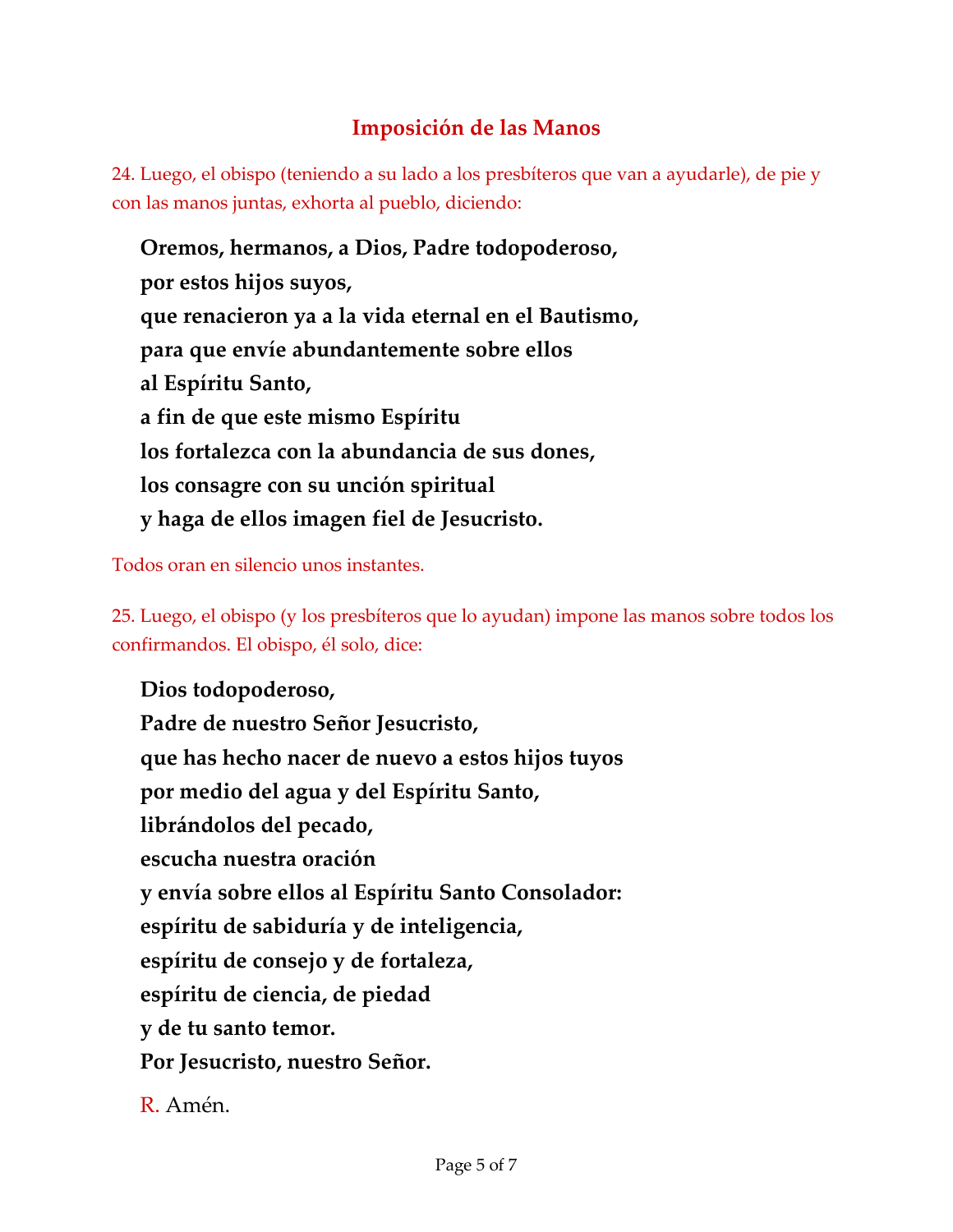## Imposición de las Manos

24. Luego, el obispo (teniendo a su lado a los presbíteros que van a ayudarle), de pie y con las manos juntas, exhorta al pueblo, diciendo:

**Oremos, hermanos, a Dios, Padre todopoderoso,**
**por estos hijos suyos,**
**que renacieron ya a la vida eternal en el Bautismo,**
**para que envíe abundantemente sobre ellos**
**al Espíritu Santo,**
**a fin de que este mismo Espíritu**
**los fortalezca con la abundancia de sus dones,**
**los consagre con su unción spiritual**
**y haga de ellos imagen fiel de Jesucristo.**

Todos oran en silencio unos instantes.

25. Luego, el obispo (y los presbíteros que lo ayudan) impone las manos sobre todos los confirmandos. El obispo, él solo, dice:

**Dios todopoderoso,**
**Padre de nuestro Señor Jesucristo,**
**que has hecho nacer de nuevo a estos hijos tuyos**
**por medio del agua y del Espíritu Santo,**
**librándolos del pecado,**
**escucha nuestra oración**
**y envía sobre ellos al Espíritu Santo Consolador:**
**espíritu de sabiduría y de inteligencia,**
**espíritu de consejo y de fortaleza,**
**espíritu de ciencia, de piedad**
**y de tu santo temor.**
**Por Jesucristo, nuestro Señor.**

R. Amén.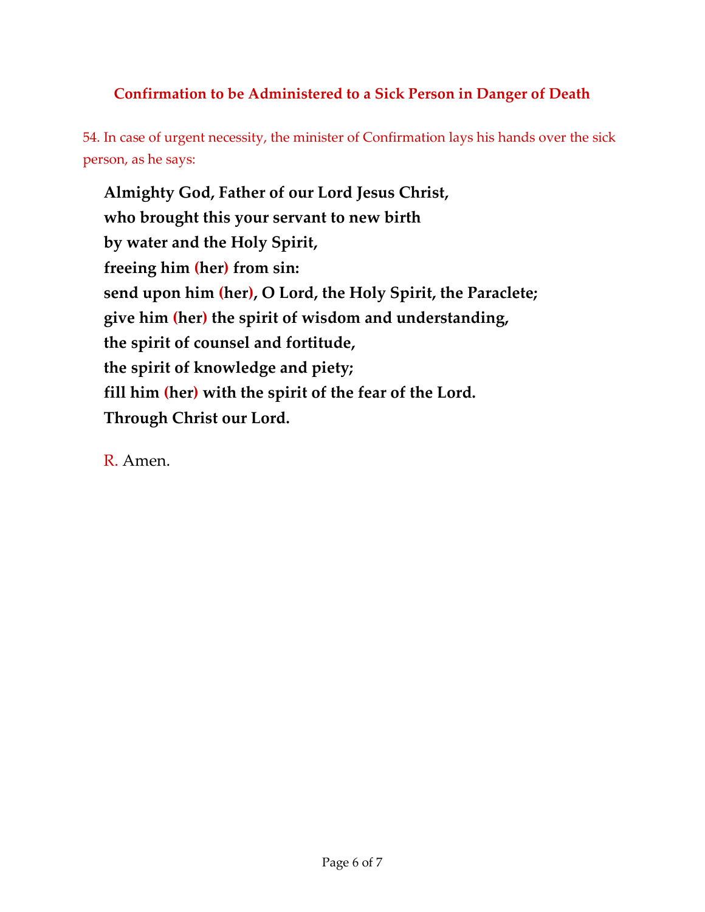## Confirmation to be Administered to a Sick Person in Danger of Death

54. In case of urgent necessity, the minister of Confirmation lays his hands over the sick person, as he says:

**Almighty God, Father of our Lord Jesus Christ,**
**who brought this your servant to new birth**
**by water and the Holy Spirit,**
**freeing him (her) from sin:**
**send upon him (her), O Lord, the Holy Spirit, the Paraclete;**
**give him (her) the spirit of wisdom and understanding,**
**the spirit of counsel and fortitude,**
**the spirit of knowledge and piety;**
**fill him (her) with the spirit of the fear of the Lord.**
**Through Christ our Lord.**

R. Amen.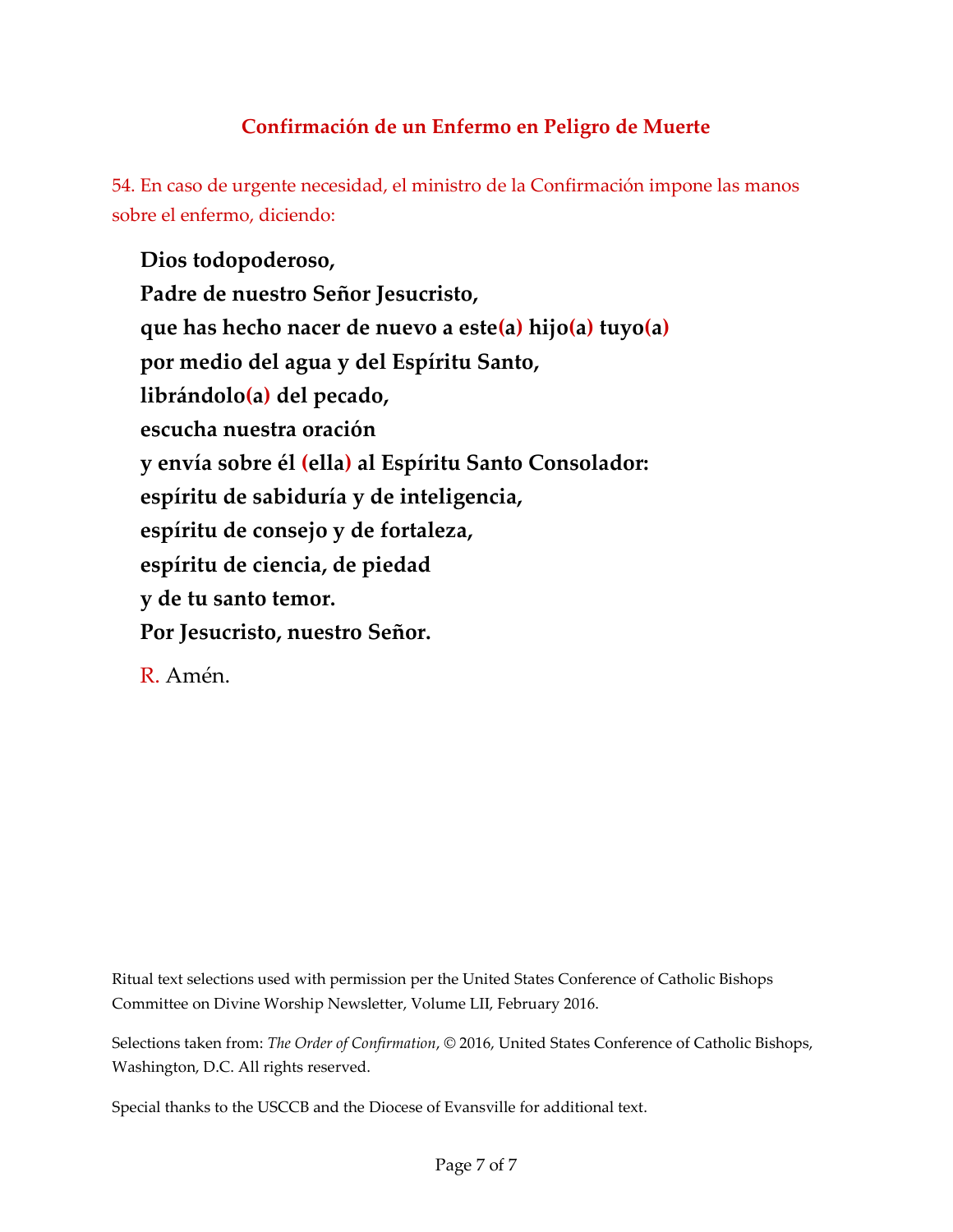## Confirmación de un Enfermo en Peligro de Muerte

54. En caso de urgente necesidad, el ministro de la Confirmación impone las manos sobre el enfermo, diciendo:

**Dios todopoderoso,**
**Padre de nuestro Señor Jesucristo,**
**que has hecho nacer de nuevo a este(a) hijo(a) tuyo(a)**
**por medio del agua y del Espíritu Santo,**
**librándolo(a) del pecado,**
**escucha nuestra oración**
**y envía sobre él (ella) al Espíritu Santo Consolador:**
**espíritu de sabiduría y de inteligencia,**
**espíritu de consejo y de fortaleza,**
**espíritu de ciencia, de piedad**
**y de tu santo temor.**
**Por Jesucristo, nuestro Señor.**

R. Amén.

Ritual text selections used with permission per the United States Conference of Catholic Bishops Committee on Divine Worship Newsletter, Volume LII, February 2016.

Selections taken from: *The Order of Confirmation*, © 2016, United States Conference of Catholic Bishops, Washington, D.C. All rights reserved.

Special thanks to the USCCB and the Diocese of Evansville for additional text.